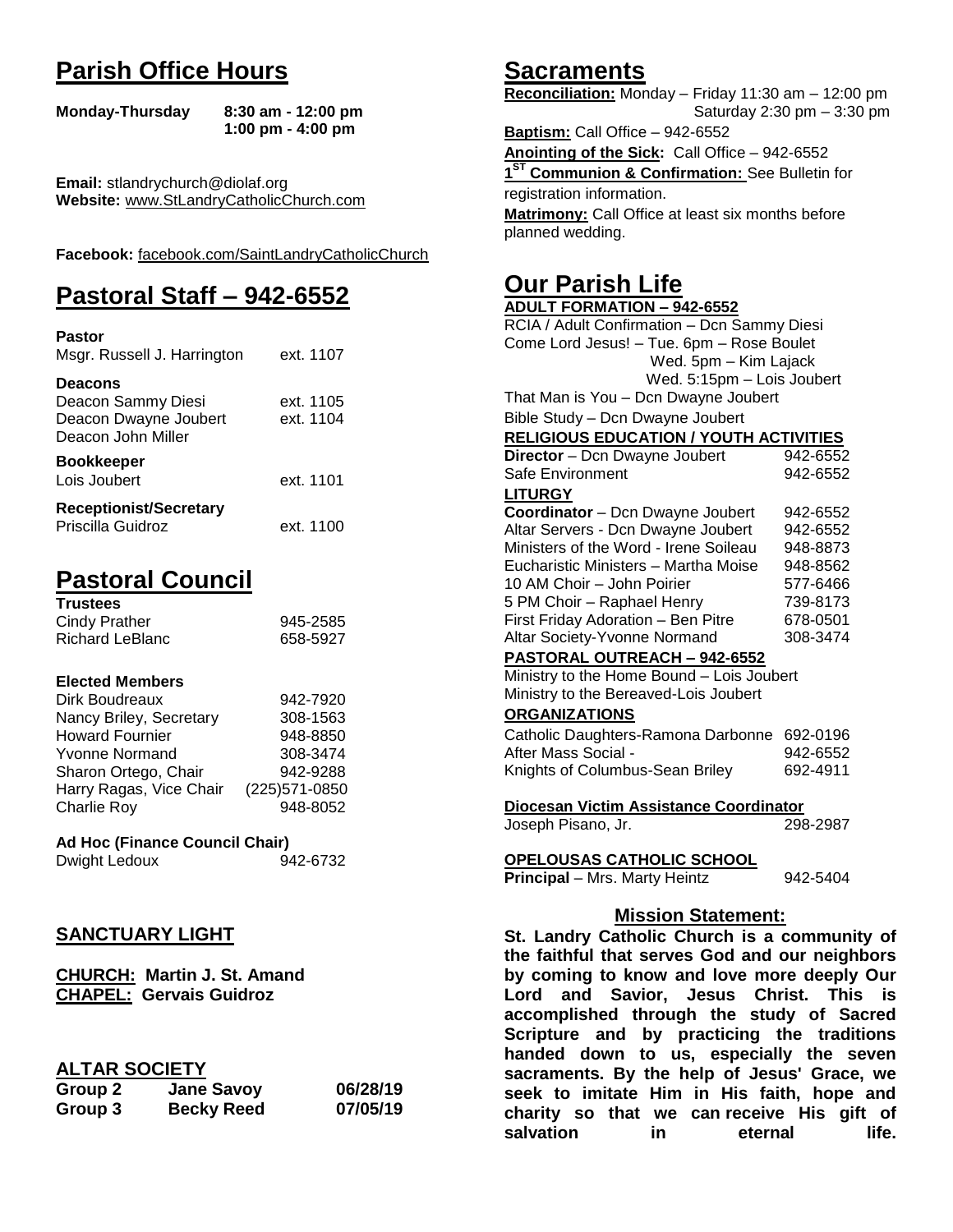# Parish Office Hours

**Monday-Thursday** **8:30 am - 12:00 pm**
**1:00 pm - 4:00 pm**

**Email:** stlandrychurch@diolaf.org
**Website:** www.StLandryCatholicChurch.com

**Facebook:** facebook.com/SaintLandryCatholicChurch

# Pastoral Staff – 942-6552

**Pastor**

| | |
|---|---|
| Msgr. Russell J. Harrington | ext. 1107 |

**Deacons**

| | |
|---|---|
| Deacon Sammy Diesi | ext. 1105 |
| Deacon Dwayne Joubert | ext. 1104 |
| Deacon John Miller | |

**Bookkeeper**

| | |
|---|---|
| Lois Joubert | ext. 1101 |

**Receptionist/Secretary**

| | |
|---|---|
| Priscilla Guidroz | ext. 1100 |

# Pastoral Council

**Trustees**

| | |
|---|---|
| Cindy Prather | 945-2585 |
| Richard LeBlanc | 658-5927 |

**Elected Members**

| | |
|---|---|
| Dirk Boudreaux | 942-7920 |
| Nancy Briley, Secretary | 308-1563 |
| Howard Fournier | 948-8850 |
| Yvonne Normand | 308-3474 |
| Sharon Ortego, Chair | 942-9288 |
| Harry Ragas, Vice Chair | (225)571-0850 |
| Charlie Roy | 948-8052 |

**Ad Hoc (Finance Council Chair)**

| | |
|---|---|
| Dwight Ledoux | 942-6732 |

## SANCTUARY LIGHT

**CHURCH: Martin J. St. Amand**
**CHAPEL: Gervais Guidroz**

## ALTAR SOCIETY

| | | |
|---|---|---|
| **Group 2** | **Jane Savoy** | **06/28/19** |
| **Group 3** | **Becky Reed** | **07/05/19** |

# Sacraments

**Reconciliation:** Monday – Friday 11:30 am – 12:00 pm
Saturday 2:30 pm – 3:30 pm

**Baptism:** Call Office – 942-6552

**Anointing of the Sick:** Call Office – 942-6552

**1ST Communion & Confirmation:** See Bulletin for registration information.

**Matrimony:** Call Office at least six months before planned wedding.

# Our Parish Life

**ADULT FORMATION – 942-6552**

RCIA / Adult Confirmation – Dcn Sammy Diesi
Come Lord Jesus! – Tue. 6pm – Rose Boulet
Wed. 5pm – Kim Lajack
Wed. 5:15pm – Lois Joubert
That Man is You – Dcn Dwayne Joubert
Bible Study – Dcn Dwayne Joubert

**RELIGIOUS EDUCATION / YOUTH ACTIVITIES**

| | |
|---|---|
| **Director** – Dcn Dwayne Joubert | 942-6552 |
| Safe Environment | 942-6552 |

**LITURGY**

| | |
|---|---|
| **Coordinator** – Dcn Dwayne Joubert | 942-6552 |
| Altar Servers - Dcn Dwayne Joubert | 942-6552 |
| Ministers of the Word - Irene Soileau | 948-8873 |
| Eucharistic Ministers – Martha Moise | 948-8562 |
| 10 AM Choir – John Poirier | 577-6466 |
| 5 PM Choir – Raphael Henry | 739-8173 |
| First Friday Adoration – Ben Pitre | 678-0501 |
| Altar Society-Yvonne Normand | 308-3474 |

**PASTORAL OUTREACH – 942-6552**

Ministry to the Home Bound – Lois Joubert
Ministry to the Bereaved-Lois Joubert

**ORGANIZATIONS**

| | |
|---|---|
| Catholic Daughters-Ramona Darbonne | 692-0196 |
| After Mass Social - | 942-6552 |
| Knights of Columbus-Sean Briley | 692-4911 |

**Diocesan Victim Assistance Coordinator**

| | |
|---|---|
| Joseph Pisano, Jr. | 298-2987 |

**OPELOUSAS CATHOLIC SCHOOL**

| | |
|---|---|
| **Principal** – Mrs. Marty Heintz | 942-5404 |

## Mission Statement:

**St. Landry Catholic Church is a community of the faithful that serves God and our neighbors by coming to know and love more deeply Our Lord and Savior, Jesus Christ. This is accomplished through the study of Sacred Scripture and by practicing the traditions handed down to us, especially the seven sacraments. By the help of Jesus' Grace, we seek to imitate Him in His faith, hope and charity so that we can receive His gift of salvation in eternal life.**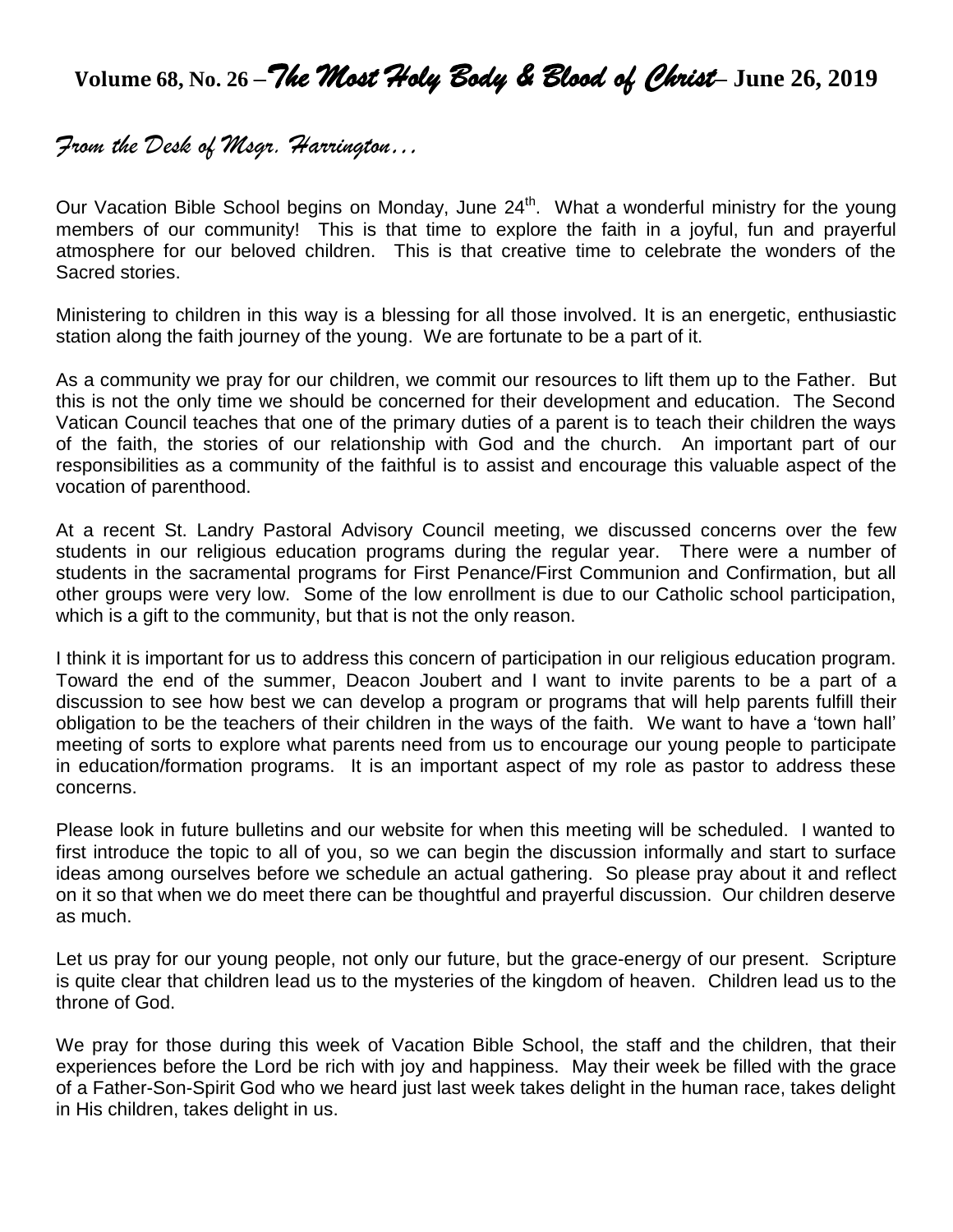# Volume 68, No. 26 – *The Most Holy Body & Blood of Christ* – June 26, 2019

## *From the Desk of Msgr. Harrington…*

Our Vacation Bible School begins on Monday, June 24th. What a wonderful ministry for the young members of our community! This is that time to explore the faith in a joyful, fun and prayerful atmosphere for our beloved children. This is that creative time to celebrate the wonders of the Sacred stories.

Ministering to children in this way is a blessing for all those involved. It is an energetic, enthusiastic station along the faith journey of the young. We are fortunate to be a part of it.

As a community we pray for our children, we commit our resources to lift them up to the Father. But this is not the only time we should be concerned for their development and education. The Second Vatican Council teaches that one of the primary duties of a parent is to teach their children the ways of the faith, the stories of our relationship with God and the church. An important part of our responsibilities as a community of the faithful is to assist and encourage this valuable aspect of the vocation of parenthood.

At a recent St. Landry Pastoral Advisory Council meeting, we discussed concerns over the few students in our religious education programs during the regular year. There were a number of students in the sacramental programs for First Penance/First Communion and Confirmation, but all other groups were very low. Some of the low enrollment is due to our Catholic school participation, which is a gift to the community, but that is not the only reason.

I think it is important for us to address this concern of participation in our religious education program. Toward the end of the summer, Deacon Joubert and I want to invite parents to be a part of a discussion to see how best we can develop a program or programs that will help parents fulfill their obligation to be the teachers of their children in the ways of the faith. We want to have a 'town hall' meeting of sorts to explore what parents need from us to encourage our young people to participate in education/formation programs. It is an important aspect of my role as pastor to address these concerns.

Please look in future bulletins and our website for when this meeting will be scheduled. I wanted to first introduce the topic to all of you, so we can begin the discussion informally and start to surface ideas among ourselves before we schedule an actual gathering. So please pray about it and reflect on it so that when we do meet there can be thoughtful and prayerful discussion. Our children deserve as much.

Let us pray for our young people, not only our future, but the grace-energy of our present. Scripture is quite clear that children lead us to the mysteries of the kingdom of heaven. Children lead us to the throne of God.

We pray for those during this week of Vacation Bible School, the staff and the children, that their experiences before the Lord be rich with joy and happiness. May their week be filled with the grace of a Father-Son-Spirit God who we heard just last week takes delight in the human race, takes delight in His children, takes delight in us.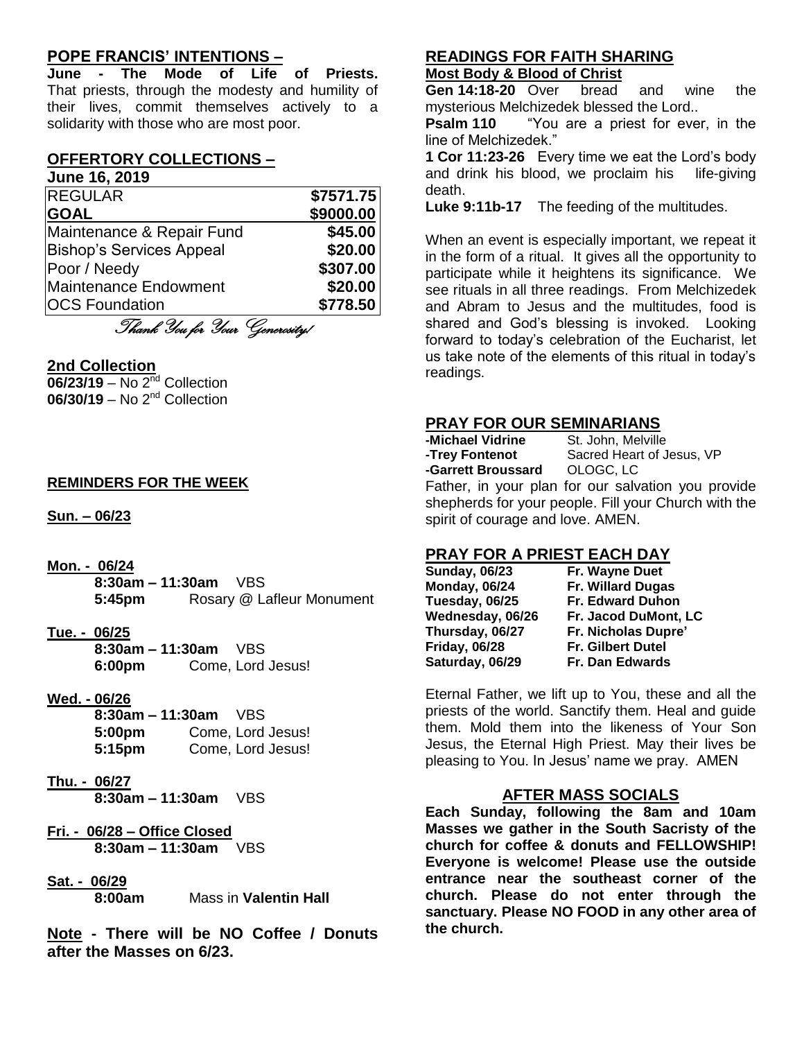## POPE FRANCIS' INTENTIONS –

**June - The Mode of Life of Priests.** That priests, through the modesty and humility of their lives, commit themselves actively to a solidarity with those who are most poor.

## OFFERTORY COLLECTIONS –

**June 16, 2019**

| | |
|---|---|
| REGULAR | **$7571.75** |
| **GOAL** | **$9000.00** |
| Maintenance & Repair Fund | **$45.00** |
| Bishop's Services Appeal | **$20.00** |
| Poor / Needy | **$307.00** |
| Maintenance Endowment | **$20.00** |
| OCS Foundation | **$778.50** |

*Thank You for Your Generosity!*

## 2nd Collection

**06/23/19** – No 2nd Collection
**06/30/19** – No 2nd Collection

## REMINDERS FOR THE WEEK

**Sun. – 06/23**

**Mon. - 06/24**
- **8:30am – 11:30am** VBS
- **5:45pm** Rosary @ Lafleur Monument

**Tue. - 06/25**
- **8:30am – 11:30am** VBS
- **6:00pm** Come, Lord Jesus!

**Wed. - 06/26**
- **8:30am – 11:30am** VBS
- **5:00pm** Come, Lord Jesus!
- **5:15pm** Come, Lord Jesus!

**Thu. - 06/27**
- **8:30am – 11:30am** VBS

**Fri. - 06/28 – Office Closed**
- **8:30am – 11:30am** VBS

**Sat. - 06/29**
- **8:00am** Mass in **Valentin Hall**

**Note - There will be NO Coffee / Donuts after the Masses on 6/23.**

## READINGS FOR FAITH SHARING

**Most Body & Blood of Christ**

**Gen 14:18-20** Over bread and wine the mysterious Melchizedek blessed the Lord..

**Psalm 110** "You are a priest for ever, in the line of Melchizedek."

**1 Cor 11:23-26** Every time we eat the Lord's body and drink his blood, we proclaim his life-giving death.

**Luke 9:11b-17** The feeding of the multitudes.

When an event is especially important, we repeat it in the form of a ritual. It gives all the opportunity to participate while it heightens its significance. We see rituals in all three readings. From Melchizedek and Abram to Jesus and the multitudes, food is shared and God's blessing is invoked. Looking forward to today's celebration of the Eucharist, let us take note of the elements of this ritual in today's readings.

## PRAY FOR OUR SEMINARIANS

**-Michael Vidrine** St. John, Melville
**-Trey Fontenot** Sacred Heart of Jesus, VP
**-Garrett Broussard** OLOGC, LC

Father, in your plan for our salvation you provide shepherds for your people. Fill your Church with the spirit of courage and love. AMEN.

## PRAY FOR A PRIEST EACH DAY

| | |
|---|---|
| **Sunday, 06/23** | **Fr. Wayne Duet** |
| **Monday, 06/24** | **Fr. Willard Dugas** |
| **Tuesday, 06/25** | **Fr. Edward Duhon** |
| **Wednesday, 06/26** | **Fr. Jacod DuMont, LC** |
| **Thursday, 06/27** | **Fr. Nicholas Dupre'** |
| **Friday, 06/28** | **Fr. Gilbert Dutel** |
| **Saturday, 06/29** | **Fr. Dan Edwards** |

Eternal Father, we lift up to You, these and all the priests of the world. Sanctify them. Heal and guide them. Mold them into the likeness of Your Son Jesus, the Eternal High Priest. May their lives be pleasing to You. In Jesus' name we pray. AMEN

## AFTER MASS SOCIALS

**Each Sunday, following the 8am and 10am Masses we gather in the South Sacristy of the church for coffee & donuts and FELLOWSHIP! Everyone is welcome! Please use the outside entrance near the southeast corner of the church. Please do not enter through the sanctuary. Please NO FOOD in any other area of the church.**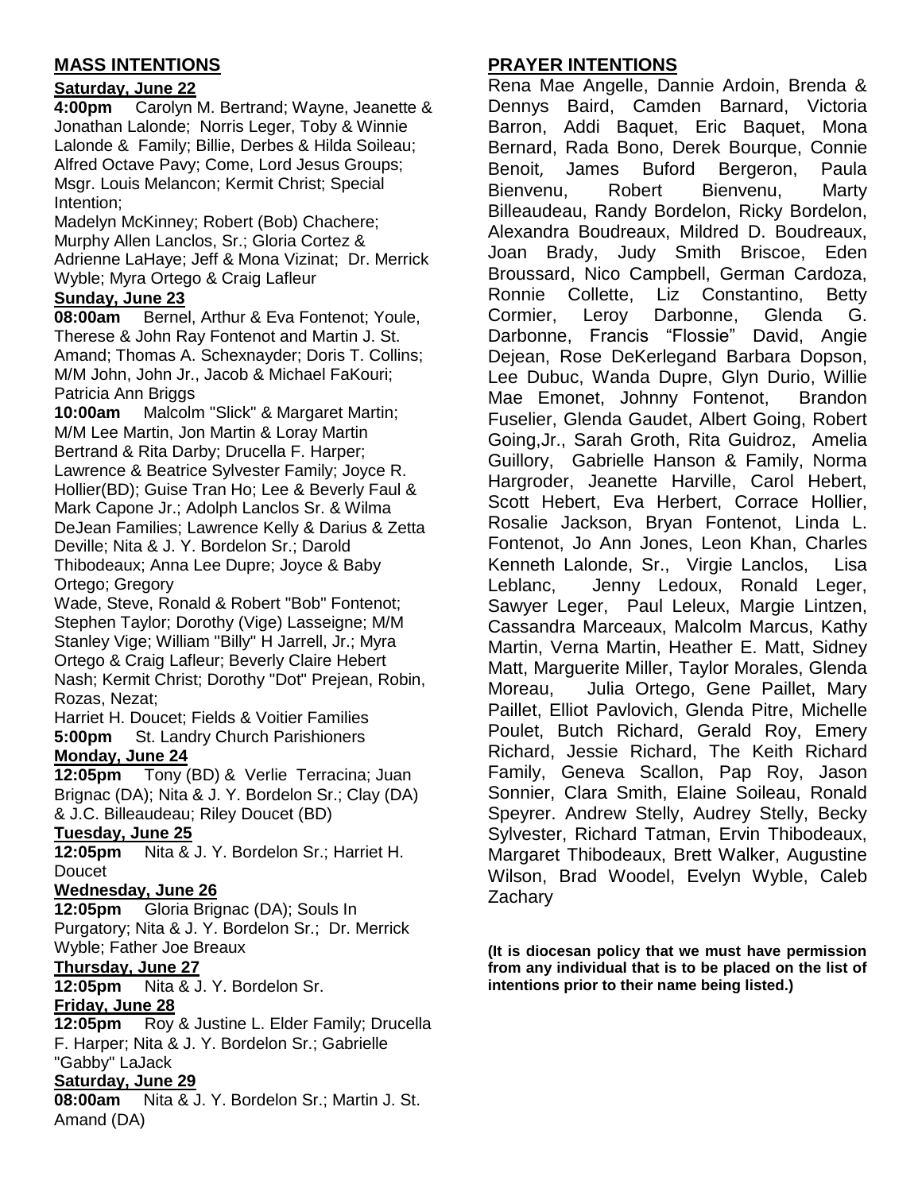## MASS INTENTIONS

**Saturday, June 22**

**4:00pm** Carolyn M. Bertrand; Wayne, Jeanette & Jonathan Lalonde; Norris Leger, Toby & Winnie Lalonde & Family; Billie, Derbes & Hilda Soileau; Alfred Octave Pavy; Come, Lord Jesus Groups; Msgr. Louis Melancon; Kermit Christ; Special Intention;
Madelyn McKinney; Robert (Bob) Chachere; Murphy Allen Lanclos, Sr.; Gloria Cortez & Adrienne LaHaye; Jeff & Mona Vizinat; Dr. Merrick Wyble; Myra Ortego & Craig Lafleur

**Sunday, June 23**

**08:00am** Bernel, Arthur & Eva Fontenot; Youle, Therese & John Ray Fontenot and Martin J. St. Amand; Thomas A. Schexnayder; Doris T. Collins; M/M John, John Jr., Jacob & Michael FaKouri; Patricia Ann Briggs

**10:00am** Malcolm "Slick" & Margaret Martin; M/M Lee Martin, Jon Martin & Loray Martin Bertrand & Rita Darby; Drucella F. Harper; Lawrence & Beatrice Sylvester Family; Joyce R. Hollier(BD); Guise Tran Ho; Lee & Beverly Faul & Mark Capone Jr.; Adolph Lanclos Sr. & Wilma DeJean Families; Lawrence Kelly & Darius & Zetta Deville; Nita & J. Y. Bordelon Sr.; Darold Thibodeaux; Anna Lee Dupre; Joyce & Baby Ortego; Gregory
Wade, Steve, Ronald & Robert "Bob" Fontenot; Stephen Taylor; Dorothy (Vige) Lasseigne; M/M Stanley Vige; William "Billy" H Jarrell, Jr.; Myra Ortego & Craig Lafleur; Beverly Claire Hebert Nash; Kermit Christ; Dorothy "Dot" Prejean, Robin, Rozas, Nezat;
Harriet H. Doucet; Fields & Voitier Families

**5:00pm** St. Landry Church Parishioners

**Monday, June 24**

**12:05pm** Tony (BD) & Verlie Terracina; Juan Brignac (DA); Nita & J. Y. Bordelon Sr.; Clay (DA) & J.C. Billeaudeau; Riley Doucet (BD)

**Tuesday, June 25**

**12:05pm** Nita & J. Y. Bordelon Sr.; Harriet H. Doucet

**Wednesday, June 26**

**12:05pm** Gloria Brignac (DA); Souls In Purgatory; Nita & J. Y. Bordelon Sr.; Dr. Merrick Wyble; Father Joe Breaux

**Thursday, June 27**

**12:05pm** Nita & J. Y. Bordelon Sr.

**Friday, June 28**

**12:05pm** Roy & Justine L. Elder Family; Drucella F. Harper; Nita & J. Y. Bordelon Sr.; Gabrielle "Gabby" LaJack

**Saturday, June 29**

**08:00am** Nita & J. Y. Bordelon Sr.; Martin J. St. Amand (DA)

## PRAYER INTENTIONS

Rena Mae Angelle, Dannie Ardoin, Brenda & Dennys Baird, Camden Barnard, Victoria Barron, Addi Baquet, Eric Baquet, Mona Bernard, Rada Bono, Derek Bourque, Connie Benoit, James Buford Bergeron, Paula Bienvenu, Robert Bienvenu, Marty Billeaudeau, Randy Bordelon, Ricky Bordelon, Alexandra Boudreaux, Mildred D. Boudreaux, Joan Brady, Judy Smith Briscoe, Eden Broussard, Nico Campbell, German Cardoza, Ronnie Collette, Liz Constantino, Betty Cormier, Leroy Darbonne, Glenda G. Darbonne, Francis "Flossie" David, Angie Dejean, Rose DeKerlegand Barbara Dopson, Lee Dubuc, Wanda Dupre, Glyn Durio, Willie Mae Emonet, Johnny Fontenot, Brandon Fuselier, Glenda Gaudet, Albert Going, Robert Going,Jr., Sarah Groth, Rita Guidroz, Amelia Guillory, Gabrielle Hanson & Family, Norma Hargroder, Jeanette Harville, Carol Hebert, Scott Hebert, Eva Herbert, Corrace Hollier, Rosalie Jackson, Bryan Fontenot, Linda L. Fontenot, Jo Ann Jones, Leon Khan, Charles Kenneth Lalonde, Sr., Virgie Lanclos, Lisa Leblanc, Jenny Ledoux, Ronald Leger, Sawyer Leger, Paul Leleux, Margie Lintzen, Cassandra Marceaux, Malcolm Marcus, Kathy Martin, Verna Martin, Heather E. Matt, Sidney Matt, Marguerite Miller, Taylor Morales, Glenda Moreau, Julia Ortego, Gene Paillet, Mary Paillet, Elliot Pavlovich, Glenda Pitre, Michelle Poulet, Butch Richard, Gerald Roy, Emery Richard, Jessie Richard, The Keith Richard Family, Geneva Scallon, Pap Roy, Jason Sonnier, Clara Smith, Elaine Soileau, Ronald Speyrer. Andrew Stelly, Audrey Stelly, Becky Sylvester, Richard Tatman, Ervin Thibodeaux, Margaret Thibodeaux, Brett Walker, Augustine Wilson, Brad Woodel, Evelyn Wyble, Caleb Zachary

**(It is diocesan policy that we must have permission from any individual that is to be placed on the list of intentions prior to their name being listed.)**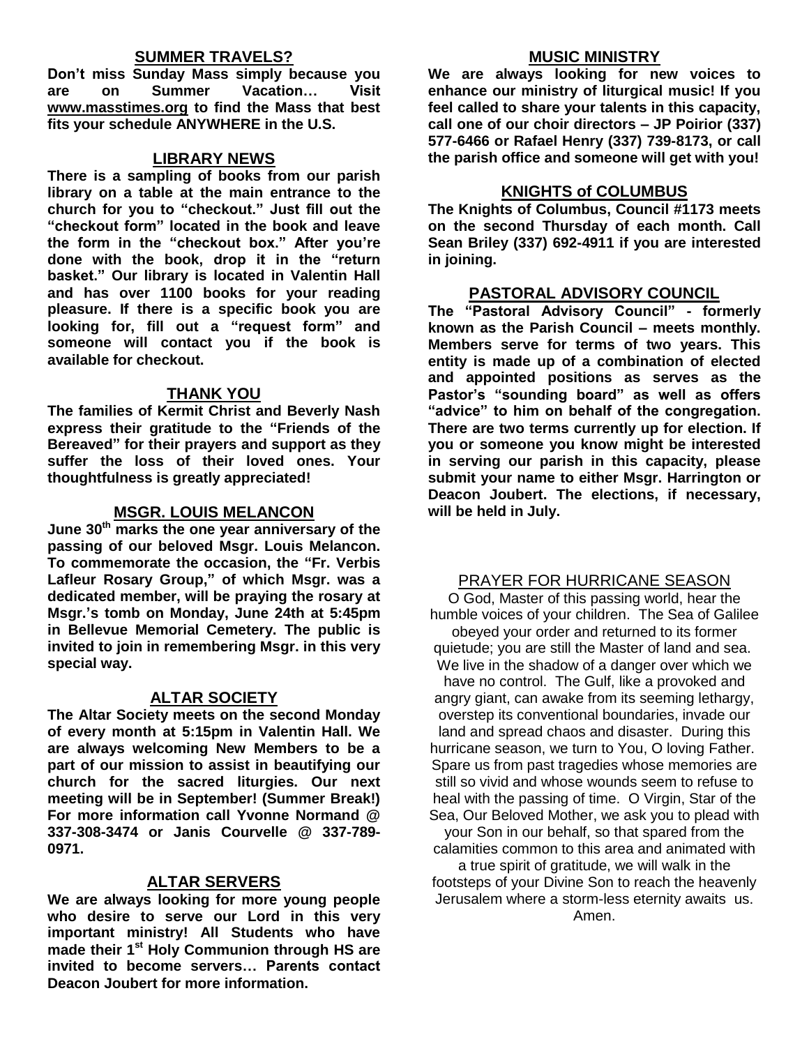## SUMMER TRAVELS?

**Don't miss Sunday Mass simply because you are on Summer Vacation… Visit www.masstimes.org to find the Mass that best fits your schedule ANYWHERE in the U.S.**

## LIBRARY NEWS

**There is a sampling of books from our parish library on a table at the main entrance to the church for you to "checkout." Just fill out the "checkout form" located in the book and leave the form in the "checkout box." After you're done with the book, drop it in the "return basket." Our library is located in Valentin Hall and has over 1100 books for your reading pleasure. If there is a specific book you are looking for, fill out a "request form" and someone will contact you if the book is available for checkout.**

## THANK YOU

**The families of Kermit Christ and Beverly Nash express their gratitude to the "Friends of the Bereaved" for their prayers and support as they suffer the loss of their loved ones. Your thoughtfulness is greatly appreciated!**

## MSGR. LOUIS MELANCON

**June 30th marks the one year anniversary of the passing of our beloved Msgr. Louis Melancon. To commemorate the occasion, the "Fr. Verbis Lafleur Rosary Group," of which Msgr. was a dedicated member, will be praying the rosary at Msgr.'s tomb on Monday, June 24th at 5:45pm in Bellevue Memorial Cemetery. The public is invited to join in remembering Msgr. in this very special way.**

## ALTAR SOCIETY

**The Altar Society meets on the second Monday of every month at 5:15pm in Valentin Hall. We are always welcoming New Members to be a part of our mission to assist in beautifying our church for the sacred liturgies. Our next meeting will be in September! (Summer Break!) For more information call Yvonne Normand @ 337-308-3474 or Janis Courvelle @ 337-789-0971.**

## ALTAR SERVERS

**We are always looking for more young people who desire to serve our Lord in this very important ministry! All Students who have made their 1st Holy Communion through HS are invited to become servers… Parents contact Deacon Joubert for more information.**

## MUSIC MINISTRY

**We are always looking for new voices to enhance our ministry of liturgical music! If you feel called to share your talents in this capacity, call one of our choir directors – JP Poirior (337) 577-6466 or Rafael Henry (337) 739-8173, or call the parish office and someone will get with you!**

## KNIGHTS of COLUMBUS

**The Knights of Columbus, Council #1173 meets on the second Thursday of each month. Call Sean Briley (337) 692-4911 if you are interested in joining.**

## PASTORAL ADVISORY COUNCIL

**The "Pastoral Advisory Council" - formerly known as the Parish Council – meets monthly. Members serve for terms of two years. This entity is made up of a combination of elected and appointed positions as serves as the Pastor's "sounding board" as well as offers "advice" to him on behalf of the congregation. There are two terms currently up for election. If you or someone you know might be interested in serving our parish in this capacity, please submit your name to either Msgr. Harrington or Deacon Joubert. The elections, if necessary, will be held in July.**

## PRAYER FOR HURRICANE SEASON

O God, Master of this passing world, hear the humble voices of your children. The Sea of Galilee obeyed your order and returned to its former quietude; you are still the Master of land and sea. We live in the shadow of a danger over which we have no control. The Gulf, like a provoked and angry giant, can awake from its seeming lethargy, overstep its conventional boundaries, invade our land and spread chaos and disaster. During this hurricane season, we turn to You, O loving Father. Spare us from past tragedies whose memories are still so vivid and whose wounds seem to refuse to heal with the passing of time. O Virgin, Star of the Sea, Our Beloved Mother, we ask you to plead with your Son in our behalf, so that spared from the calamities common to this area and animated with a true spirit of gratitude, we will walk in the footsteps of your Divine Son to reach the heavenly Jerusalem where a storm-less eternity awaits us. Amen.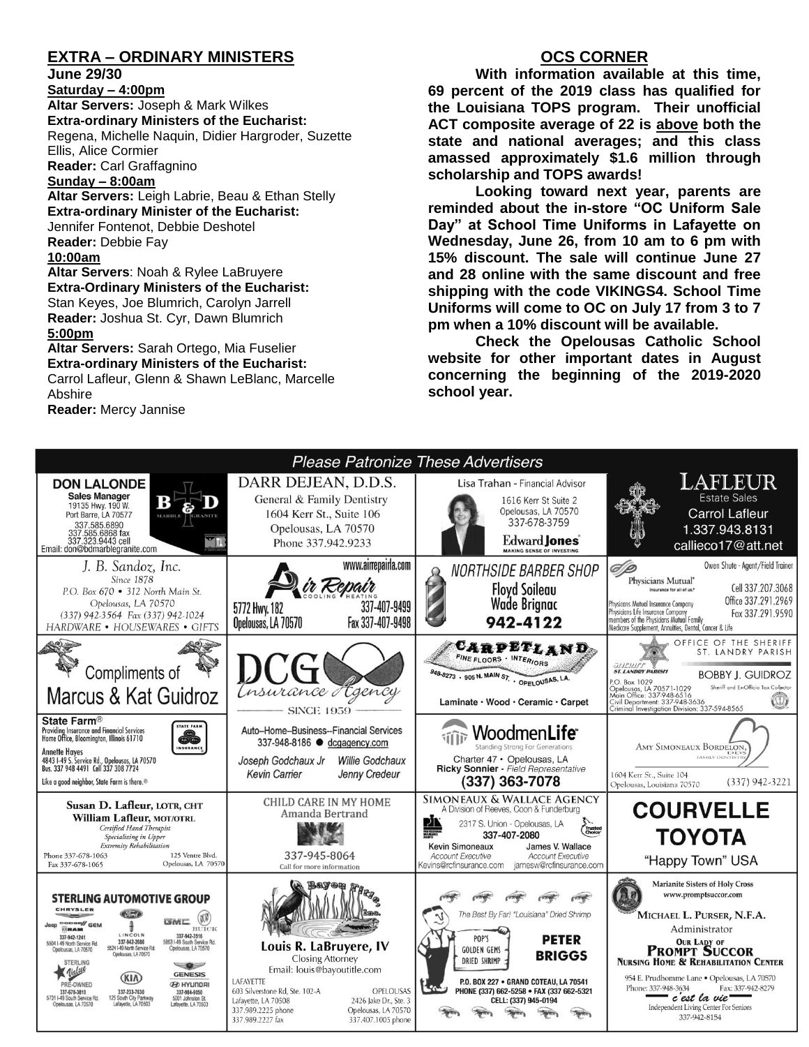## EXTRA – ORDINARY MINISTERS

**June 29/30**

**Saturday – 4:00pm**

**Altar Servers:** Joseph & Mark Wilkes
**Extra-ordinary Ministers of the Eucharist:** Regena, Michelle Naquin, Didier Hargroder, Suzette Ellis, Alice Cormier
**Reader:** Carl Graffagnino

**Sunday – 8:00am**

**Altar Servers:** Leigh Labrie, Beau & Ethan Stelly
**Extra-ordinary Minister of the Eucharist:** Jennifer Fontenot, Debbie Deshotel
**Reader:** Debbie Fay

**10:00am**

**Altar Servers**: Noah & Rylee LaBruyere
**Extra-Ordinary Ministers of the Eucharist:** Stan Keyes, Joe Blumrich, Carolyn Jarrell
**Reader:** Joshua St. Cyr, Dawn Blumrich

**5:00pm**

**Altar Servers:** Sarah Ortego, Mia Fuselier
**Extra-ordinary Ministers of the Eucharist:** Carrol Lafleur, Glenn & Shawn LeBlanc, Marcelle Abshire
**Reader:** Mercy Jannise

## OCS CORNER

**With information available at this time, 69 percent of the 2019 class has qualified for the Louisiana TOPS program. Their unofficial ACT composite average of 22 is above both the state and national averages; and this class amassed approximately $1.6 million through scholarship and TOPS awards!**

**Looking toward next year, parents are reminded about the in-store "OC Uniform Sale Day" at School Time Uniforms in Lafayette on Wednesday, June 26, from 10 am to 6 pm with 15% discount. The sale will continue June 27 and 28 online with the same discount and free shipping with the code VIKINGS4. School Time Uniforms will come to OC on July 17 from 3 to 7 pm when a 10% discount will be available.**

**Check the Opelousas Catholic School website for other important dates in August concerning the beginning of the 2019-2020 school year.**

## Please Patronize These Advertisers

**DON LALONDE** Sales Manager
19135 Hwy. 190 W. Port Barre, LA 70577
337.585.6890
337.585.6868 fax
337.323.9443 cell
Email: don@bdmarblegranite.com
B & D Marble Granite

**DARR DEJEAN, D.D.S.**
General & Family Dentistry
1604 Kerr St., Suite 106
Opelousas, LA 70570
Phone 337.942.9233

**Lisa Trahan** - Financial Advisor
1616 Kerr St Suite 2
Opelousas, LA 70570
337-678-3759
Edward Jones — Making Sense of Investing

**LAFLEUR** Estate Sales
Carrol Lafleur
1.337.943.8131
callieco17@att.net

**J. B. Sandoz, Inc.**
Since 1878
P.O. Box 670 • 312 North Main St.
Opelousas, LA 70570
(337) 942-3564 Fax (337) 942-1024
HARDWARE • HOUSEWARES • GIFTS

**Air Repair** Cooling Heating
www.airrepairla.com
5772 Hwy. 182
Opelousas, LA 70570
337-407-9499
Fax 337-407-9498

**NORTHSIDE BARBER SHOP**
Floyd Soileau
Wade Brignac
942-4122

**Physicians Mutual** — Insurance for all of us.
Owen Shute - Agent/Field Trainer
Cell 337.207.3068
Office 337.291.2969
Fax 337.291.9590
Physicians Mutual Insurance Company
Physicians Life Insurance Company
members of the Physicians Mutual Family
Medicare Supplement, Annuities, Dental, Cancer & Life

Compliments of **Marcus & Kat Guidroz**

**DCG Insurance Agency**
SINCE 1959

**CARPETLAND** Fine Floors • Interiors
948-8273 • 905 N. Main St. • Opelousas, LA.
Laminate • Wood • Ceramic • Carpet

**OFFICE OF THE SHERIFF ST. LANDRY PARISH**
BOBBY J. GUIDROZ
Sheriff and Ex-Officio Tax Collector
P.O. Box 1029
Opelousas, LA 70571-1029
Main Office: 337-948-6516
Civil Department: 337-948-3636
Criminal Investigation Division: 337-594-8565

**State Farm®**
Providing Insurance and Financial Services
Home Office, Bloomington, Illinois 61710
Annette Hayes
4843 I-49 S. Service Rd., Opelousas, LA 70570
Bus. 337 948 4491 Cell 337 308 7724
Like a good neighbor, State Farm is there.®

Auto–Home–Business--Financial Services
337-948-8186 ● dcgagency.com
Joseph Godchaux Jr — Willie Godchaux
Kevin Carrier — Jenny Credeur

**WoodmenLife**
Standing Strong For Generations
Charter 47 • Opelousas, LA
Ricky Sonnier - Field Representative
(337) 363-7078

**Amy Simoneaux Bordelon, DDS**
Family Dentistry
1604 Kerr St., Suite 104
Opelousas, Louisiana 70570
(337) 942-3221

**Susan D. Lafleur, LOTR, CHT**
**William Lafleur, MOT/OTRL**
Certified Hand Therapist
Specializing in Upper Extremity Rehabilitation
Phone 337-678-1063
Fax 337-678-1065
125 Ventre Blvd.
Opelousas, LA 70570

**CHILD CARE IN MY HOME**
Amanda Bertrand
337-945-8064
Call for more information

**SIMONEAUX & WALLACE AGENCY**
A Division of Reeves, Coon & Funderburg
2317 S. Union - Opelousas, LA
337-407-2080
Kevin Simoneaux — Account Executive — Kevins@rcfinsurance.com
James V. Wallace — Account Executive — jamesw@rcfinsurance.com

**COURVELLE TOYOTA**
"Happy Town" USA

**STERLING AUTOMOTIVE GROUP**
Chrysler Jeep Dodge Ram GEM — 337-942-1241 — 5504 I-49 North Service Rd. Opelousas, LA 70570
Ford Lincoln — 337-942-2686 — 5524 I-49 North Service Rd. Opelousas, LA 70570
GMC Buick — 337-942-3516 — 5853 I-49 South Service Rd. Opelousas, LA 70570
Sterling Value Pre-Owned — 337-678-3810 — 5731 I-49 South Service Rd. Opelousas, LA 70570
KIA — 337-233-7630 — 125 South City Parkway Lafayette, LA 70503
Genesis Hyundai — 337-984-9050 — 5001 Johnston St. Lafayette, LA 70503

**Bayou Title, Inc.**
**Louis R. LaBruyere, IV**
Closing Attorney
Email: louis@bayoutitle.com
LAFAYETTE
603 Silverstone Rd, Ste. 102-A
Lafayette, LA 70508
337.989.2225 phone
337.989.2227 fax
OPELOUSAS
2426 Jake Dr., Ste. 3
Opelousas, LA 70570
337.407.1005 phone

The Best By Far! "Louisiana" Dried Shrimp
POP'S GOLDEN GEMS DRIED SHRIMP
**PETER BRIGGS**
P.O. BOX 227 • GRAND COTEAU, LA 70541
PHONE (337) 662-5258 • FAX (337) 662-5321
CELL: (337) 945-0194

Marianite Sisters of Holy Cross
www.promptsuccor.com
**MICHAEL L. PURSER, N.F.A.**
Administrator
**OUR LADY OF PROMPT SUCCOR**
**NURSING HOME & REHABILITATION CENTER**
954 E. Prudhomme Lane • Opelousas, LA 70570
Phone: 337-948-3634 Fax: 337-942-8279
c'est la vie
Independent Living Center For Seniors
337-942-8154